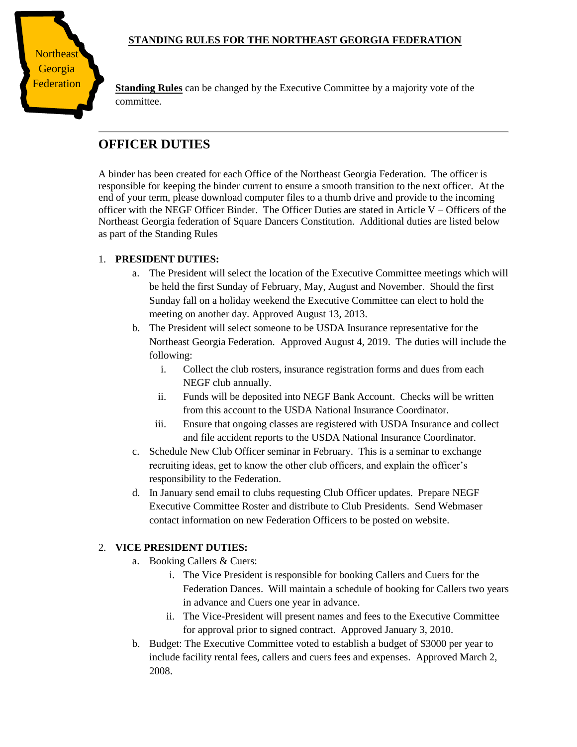Northeast Georgia Federation

**STANDING RULES FOR THE NORTHEAST GEORGIA FEDERATION**

**Standing Rules** can be changed by the Executive Committee by a majority vote of the committee.

---

## OFFICER DUTIES

A binder has been created for each Office of the Northeast Georgia Federation. The officer is responsible for keeping the binder current to ensure a smooth transition to the next officer. At the end of your term, please download computer files to a thumb drive and provide to the incoming officer with the NEGF Officer Binder. The Officer Duties are stated in Article V – Officers of the Northeast Georgia federation of Square Dancers Constitution. Additional duties are listed below as part of the Standing Rules

1. **PRESIDENT DUTIES:**
   a. The President will select the location of the Executive Committee meetings which will be held the first Sunday of February, May, August and November. Should the first Sunday fall on a holiday weekend the Executive Committee can elect to hold the meeting on another day. Approved August 13, 2013.
   b. The President will select someone to be USDA Insurance representative for the Northeast Georgia Federation. Approved August 4, 2019. The duties will include the following:
      i. Collect the club rosters, insurance registration forms and dues from each NEGF club annually.
      ii. Funds will be deposited into NEGF Bank Account. Checks will be written from this account to the USDA National Insurance Coordinator.
      iii. Ensure that ongoing classes are registered with USDA Insurance and collect and file accident reports to the USDA National Insurance Coordinator.
   c. Schedule New Club Officer seminar in February. This is a seminar to exchange recruiting ideas, get to know the other club officers, and explain the officer's responsibility to the Federation.
   d. In January send email to clubs requesting Club Officer updates. Prepare NEGF Executive Committee Roster and distribute to Club Presidents. Send Webmaser contact information on new Federation Officers to be posted on website.

2. **VICE PRESIDENT DUTIES:**
   a. Booking Callers & Cuers:
      i. The Vice President is responsible for booking Callers and Cuers for the Federation Dances. Will maintain a schedule of booking for Callers two years in advance and Cuers one year in advance.
      ii. The Vice-President will present names and fees to the Executive Committee for approval prior to signed contract. Approved January 3, 2010.
   b. Budget: The Executive Committee voted to establish a budget of $3000 per year to include facility rental fees, callers and cuers fees and expenses. Approved March 2, 2008.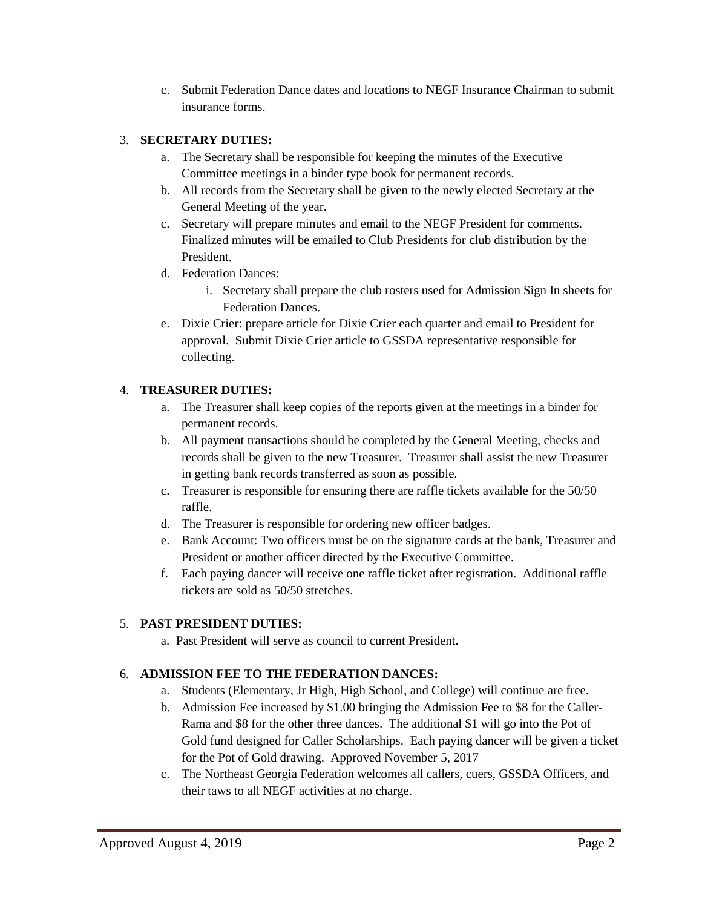c. Submit Federation Dance dates and locations to NEGF Insurance Chairman to submit insurance forms.

3. **SECRETARY DUTIES:**
   a. The Secretary shall be responsible for keeping the minutes of the Executive Committee meetings in a binder type book for permanent records.
   b. All records from the Secretary shall be given to the newly elected Secretary at the General Meeting of the year.
   c. Secretary will prepare minutes and email to the NEGF President for comments. Finalized minutes will be emailed to Club Presidents for club distribution by the President.
   d. Federation Dances:
      i. Secretary shall prepare the club rosters used for Admission Sign In sheets for Federation Dances.
   e. Dixie Crier: prepare article for Dixie Crier each quarter and email to President for approval. Submit Dixie Crier article to GSSDA representative responsible for collecting.

4. **TREASURER DUTIES:**
   a. The Treasurer shall keep copies of the reports given at the meetings in a binder for permanent records.
   b. All payment transactions should be completed by the General Meeting, checks and records shall be given to the new Treasurer. Treasurer shall assist the new Treasurer in getting bank records transferred as soon as possible.
   c. Treasurer is responsible for ensuring there are raffle tickets available for the 50/50 raffle.
   d. The Treasurer is responsible for ordering new officer badges.
   e. Bank Account: Two officers must be on the signature cards at the bank, Treasurer and President or another officer directed by the Executive Committee.
   f. Each paying dancer will receive one raffle ticket after registration. Additional raffle tickets are sold as 50/50 stretches.

5. **PAST PRESIDENT DUTIES:**
   a. Past President will serve as council to current President.

6. **ADMISSION FEE TO THE FEDERATION DANCES:**
   a. Students (Elementary, Jr High, High School, and College) will continue are free.
   b. Admission Fee increased by $1.00 bringing the Admission Fee to $8 for the Caller-Rama and $8 for the other three dances. The additional $1 will go into the Pot of Gold fund designed for Caller Scholarships. Each paying dancer will be given a ticket for the Pot of Gold drawing. Approved November 5, 2017
   c. The Northeast Georgia Federation welcomes all callers, cuers, GSSDA Officers, and their taws to all NEGF activities at no charge.

Approved August 4, 2019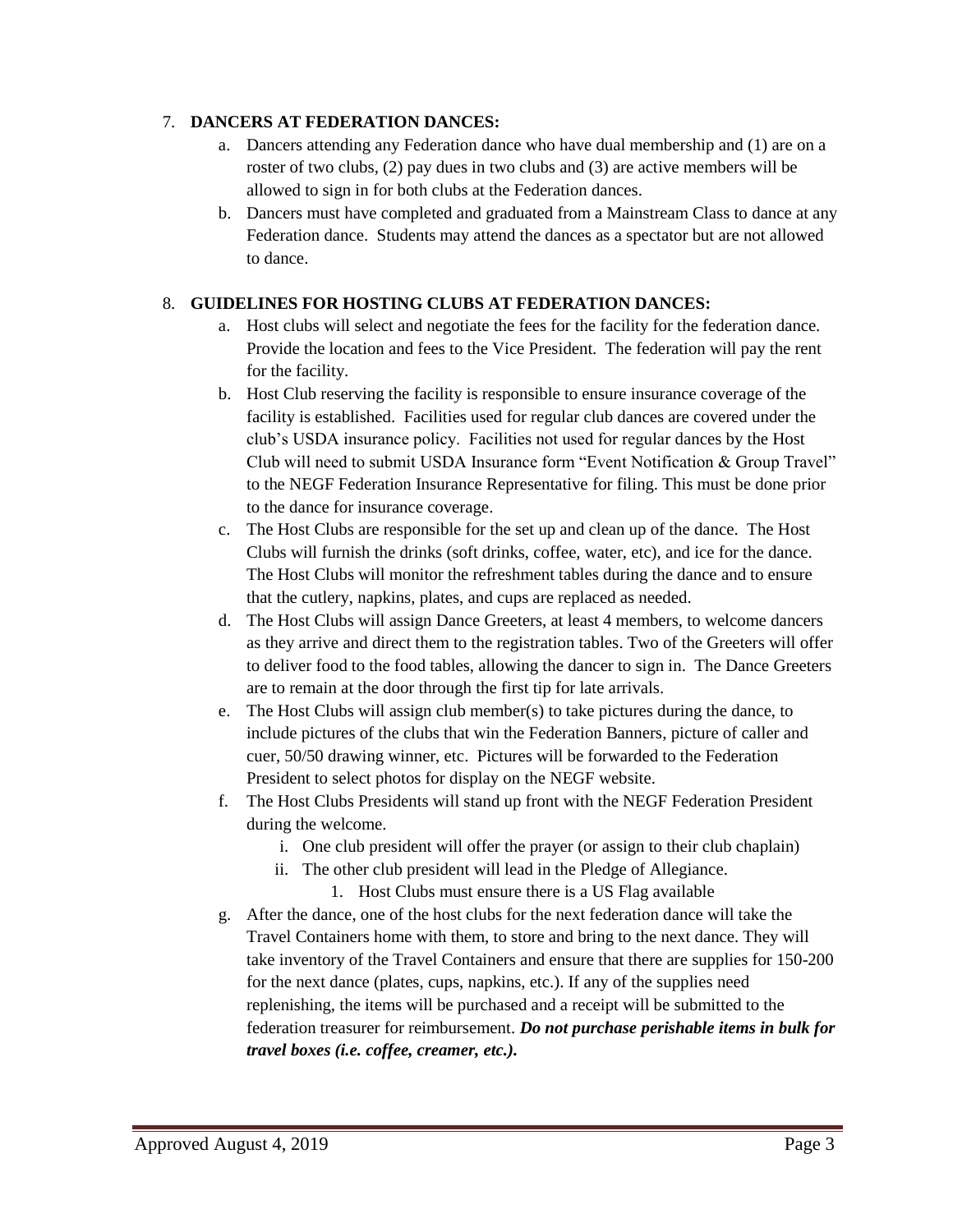7. **DANCERS AT FEDERATION DANCES:**
    a. Dancers attending any Federation dance who have dual membership and (1) are on a roster of two clubs, (2) pay dues in two clubs and (3) are active members will be allowed to sign in for both clubs at the Federation dances.
    b. Dancers must have completed and graduated from a Mainstream Class to dance at any Federation dance. Students may attend the dances as a spectator but are not allowed to dance.

8. **GUIDELINES FOR HOSTING CLUBS AT FEDERATION DANCES:**
    a. Host clubs will select and negotiate the fees for the facility for the federation dance. Provide the location and fees to the Vice President. The federation will pay the rent for the facility.
    b. Host Club reserving the facility is responsible to ensure insurance coverage of the facility is established. Facilities used for regular club dances are covered under the club's USDA insurance policy. Facilities not used for regular dances by the Host Club will need to submit USDA Insurance form "Event Notification & Group Travel" to the NEGF Federation Insurance Representative for filing. This must be done prior to the dance for insurance coverage.
    c. The Host Clubs are responsible for the set up and clean up of the dance. The Host Clubs will furnish the drinks (soft drinks, coffee, water, etc), and ice for the dance. The Host Clubs will monitor the refreshment tables during the dance and to ensure that the cutlery, napkins, plates, and cups are replaced as needed.
    d. The Host Clubs will assign Dance Greeters, at least 4 members, to welcome dancers as they arrive and direct them to the registration tables. Two of the Greeters will offer to deliver food to the food tables, allowing the dancer to sign in. The Dance Greeters are to remain at the door through the first tip for late arrivals.
    e. The Host Clubs will assign club member(s) to take pictures during the dance, to include pictures of the clubs that win the Federation Banners, picture of caller and cuer, 50/50 drawing winner, etc. Pictures will be forwarded to the Federation President to select photos for display on the NEGF website.
    f. The Host Clubs Presidents will stand up front with the NEGF Federation President during the welcome.
        i. One club president will offer the prayer (or assign to their club chaplain)
        ii. The other club president will lead in the Pledge of Allegiance.
            1. Host Clubs must ensure there is a US Flag available
    g. After the dance, one of the host clubs for the next federation dance will take the Travel Containers home with them, to store and bring to the next dance. They will take inventory of the Travel Containers and ensure that there are supplies for 150-200 for the next dance (plates, cups, napkins, etc.). If any of the supplies need replenishing, the items will be purchased and a receipt will be submitted to the federation treasurer for reimbursement. ***Do not purchase perishable items in bulk for travel boxes (i.e. coffee, creamer, etc.).***

Approved August 4, 2019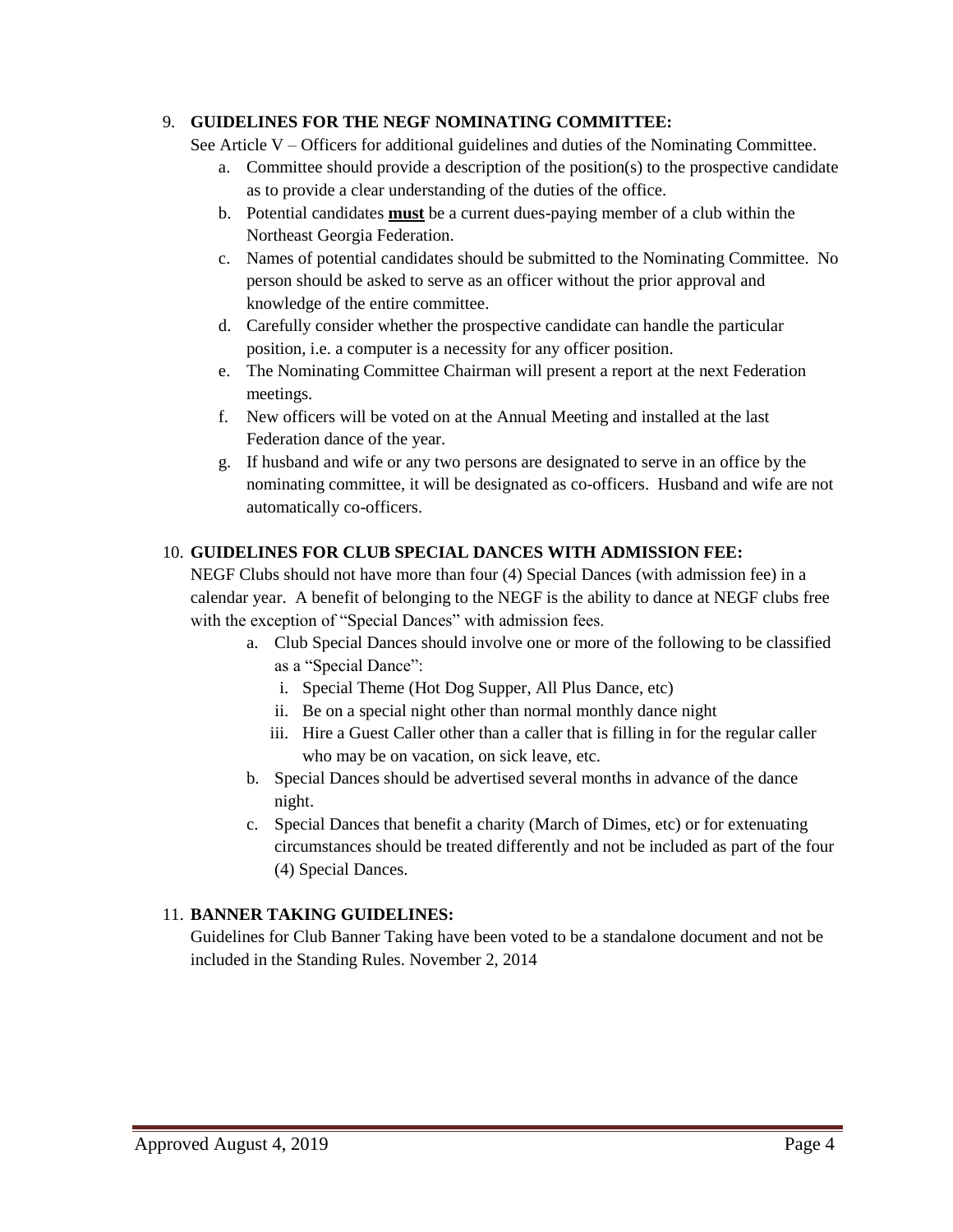9. **GUIDELINES FOR THE NEGF NOMINATING COMMITTEE:**

   See Article V – Officers for additional guidelines and duties of the Nominating Committee.

   a. Committee should provide a description of the position(s) to the prospective candidate as to provide a clear understanding of the duties of the office.
   b. Potential candidates **must** be a current dues-paying member of a club within the Northeast Georgia Federation.
   c. Names of potential candidates should be submitted to the Nominating Committee. No person should be asked to serve as an officer without the prior approval and knowledge of the entire committee.
   d. Carefully consider whether the prospective candidate can handle the particular position, i.e. a computer is a necessity for any officer position.
   e. The Nominating Committee Chairman will present a report at the next Federation meetings.
   f. New officers will be voted on at the Annual Meeting and installed at the last Federation dance of the year.
   g. If husband and wife or any two persons are designated to serve in an office by the nominating committee, it will be designated as co-officers. Husband and wife are not automatically co-officers.

10. **GUIDELINES FOR CLUB SPECIAL DANCES WITH ADMISSION FEE:**

    NEGF Clubs should not have more than four (4) Special Dances (with admission fee) in a calendar year. A benefit of belonging to the NEGF is the ability to dance at NEGF clubs free with the exception of "Special Dances" with admission fees.

    a. Club Special Dances should involve one or more of the following to be classified as a "Special Dance":
       i. Special Theme (Hot Dog Supper, All Plus Dance, etc)
       ii. Be on a special night other than normal monthly dance night
       iii. Hire a Guest Caller other than a caller that is filling in for the regular caller who may be on vacation, on sick leave, etc.
    b. Special Dances should be advertised several months in advance of the dance night.
    c. Special Dances that benefit a charity (March of Dimes, etc) or for extenuating circumstances should be treated differently and not be included as part of the four (4) Special Dances.

11. **BANNER TAKING GUIDELINES:**

    Guidelines for Club Banner Taking have been voted to be a standalone document and not be included in the Standing Rules. November 2, 2014